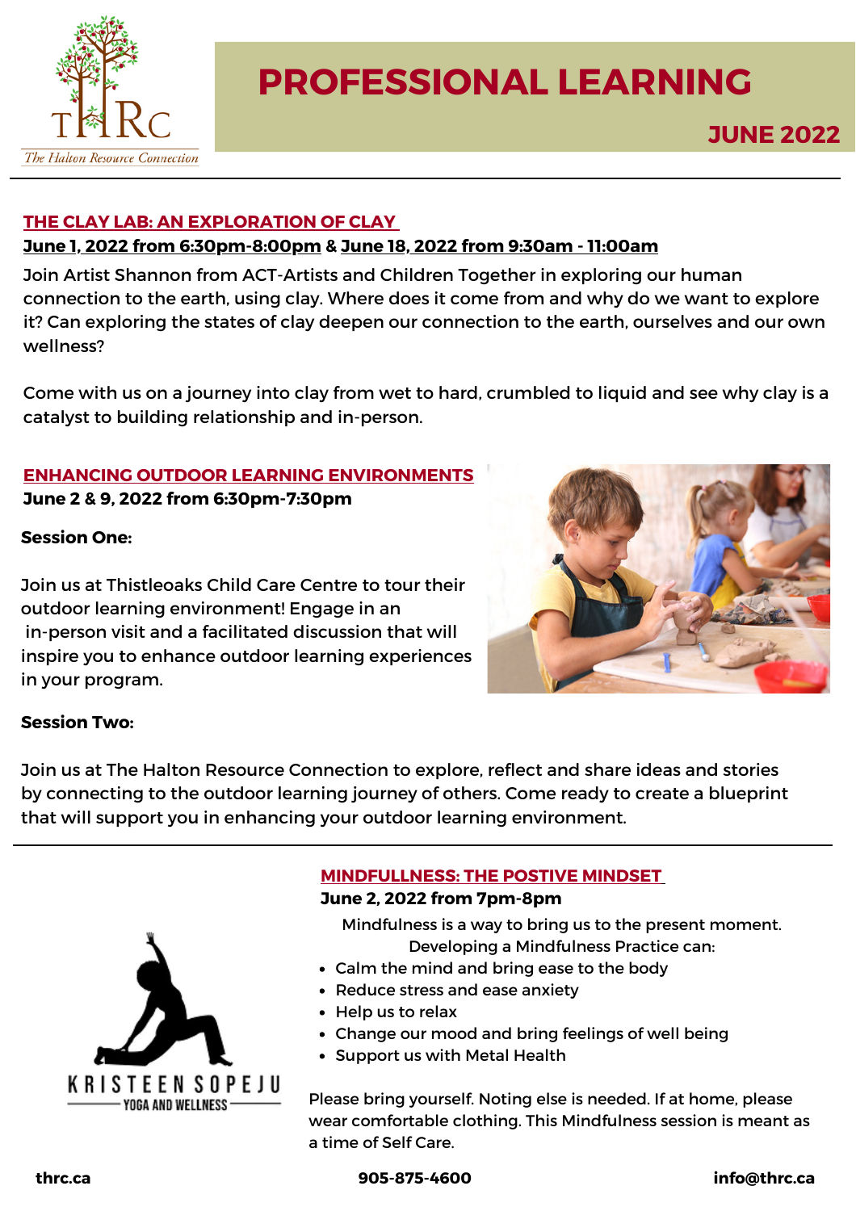# PROFESSIONAL LEARNING

## JUNE 2022

### THE CLAY LAB: AN EXPLORATION OF CLAY

**June 1, 2022 from 6:30pm-8:00pm & June 18, 2022 from 9:30am - 11:00am**

Join Artist Shannon from ACT-Artists and Children Together in exploring our human connection to the earth, using clay. Where does it come from and why do we want to explore it? Can exploring the states of clay deepen our connection to the earth, ourselves and our own wellness?

Come with us on a journey into clay from wet to hard, crumbled to liquid and see why clay is a catalyst to building relationship and in-person.

### ENHANCING OUTDOOR LEARNING ENVIRONMENTS

**June 2 & 9, 2022 from 6:30pm-7:30pm**

**Session One:**

Join us at Thistleoaks Child Care Centre to tour their outdoor learning environment! Engage in an in-person visit and a facilitated discussion that will inspire you to enhance outdoor learning experiences in your program.

**Session Two:**

Join us at The Halton Resource Connection to explore, reflect and share ideas and stories by connecting to the outdoor learning journey of others. Come ready to create a blueprint that will support you in enhancing your outdoor learning environment.

### MINDFULLNESS: THE POSTIVE MINDSET

**June 2, 2022 from 7pm-8pm**

Mindfulness is a way to bring us to the present moment. Developing a Mindfulness Practice can:

- Calm the mind and bring ease to the body
- Reduce stress and ease anxiety
- Help us to relax
- Change our mood and bring feelings of well being
- Support us with Metal Health

Please bring yourself. Noting else is needed. If at home, please wear comfortable clothing. This Mindfulness session is meant as a time of Self Care.

thrc.ca | 905-875-4600 | info@thrc.ca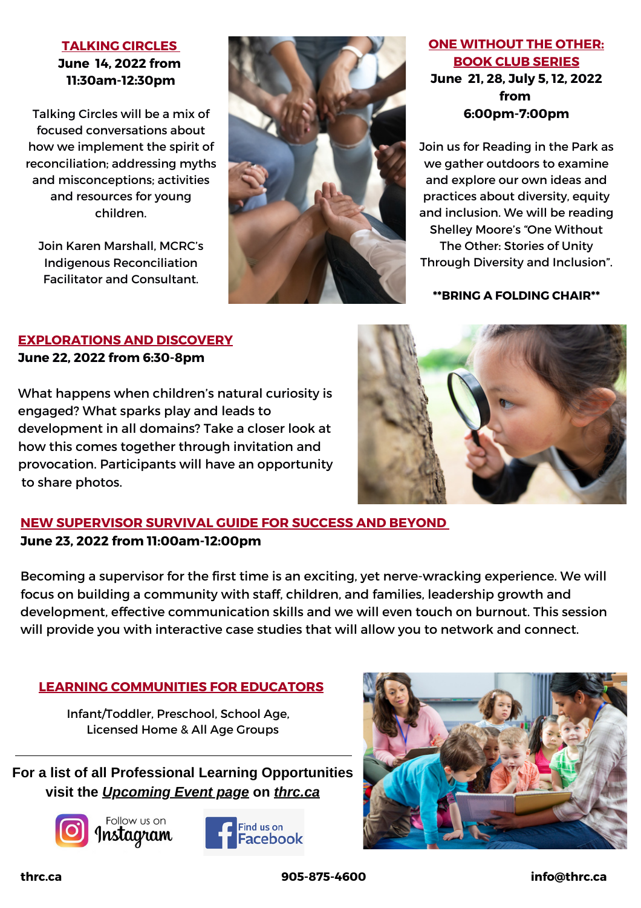## TALKING CIRCLES

**June 14, 2022 from 11:30am-12:30pm**

Talking Circles will be a mix of focused conversations about how we implement the spirit of reconciliation; addressing myths and misconceptions; activities and resources for young children.

Join Karen Marshall, MCRC's Indigenous Reconciliation Facilitator and Consultant.

## ONE WITHOUT THE OTHER: BOOK CLUB SERIES

**June 21, 28, July 5, 12, 2022 from 6:00pm-7:00pm**

Join us for Reading in the Park as we gather outdoors to examine and explore our own ideas and practices about diversity, equity and inclusion. We will be reading Shelley Moore's "One Without The Other: Stories of Unity Through Diversity and Inclusion".

****BRING A FOLDING CHAIR****

## EXPLORATIONS AND DISCOVERY

**June 22, 2022 from 6:30-8pm**

What happens when children's natural curiosity is engaged? What sparks play and leads to development in all domains? Take a closer look at how this comes together through invitation and provocation. Participants will have an opportunity to share photos.

## NEW SUPERVISOR SURVIVAL GUIDE FOR SUCCESS AND BEYOND

**June 23, 2022 from 11:00am-12:00pm**

Becoming a supervisor for the first time is an exciting, yet nerve-wracking experience. We will focus on building a community with staff, children, and families, leadership growth and development, effective communication skills and we will even touch on burnout. This session will provide you with interactive case studies that will allow you to network and connect.

## LEARNING COMMUNITIES FOR EDUCATORS

Infant/Toddler, Preschool, School Age, Licensed Home & All Age Groups

---

**For a list of all Professional Learning Opportunities visit the *Upcoming Event page* on *thrc.ca***

Follow us on Instagram

Find us on Facebook

**thrc.ca** **905-875-4600** **info@thrc.ca**